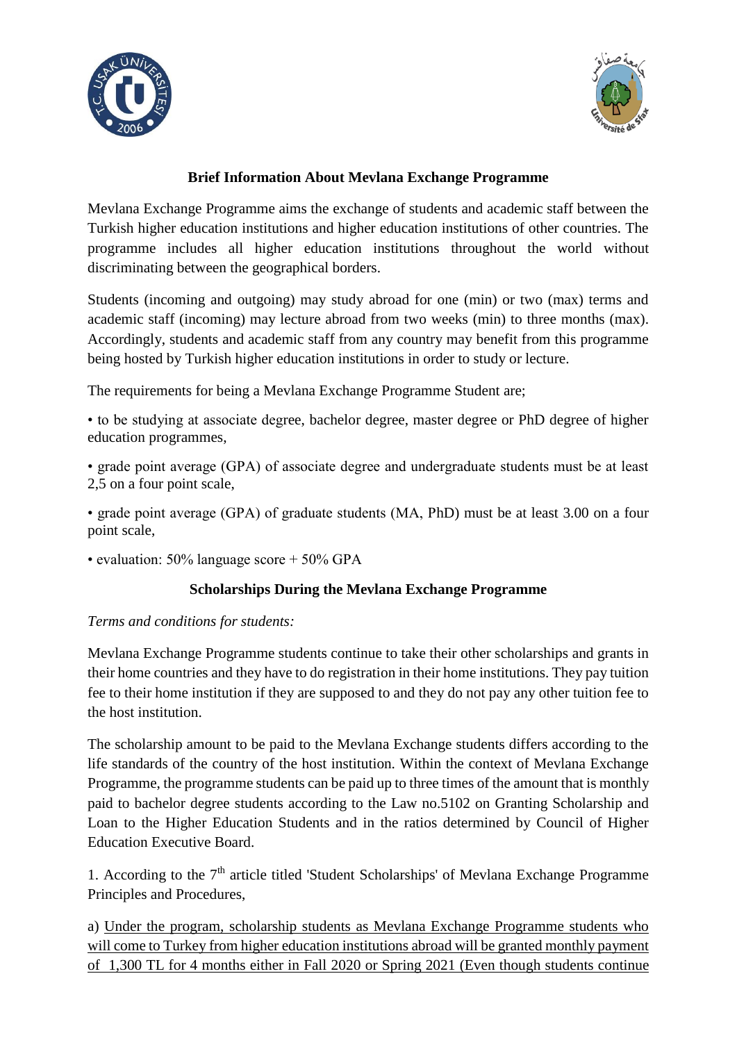## Brief Information About Mevlana Exchange Programme

Mevlana Exchange Programme aims the exchange of students and academic staff between the Turkish higher education institutions and higher education institutions of other countries. The programme includes all higher education institutions throughout the world without discriminating between the geographical borders.

Students (incoming and outgoing) may study abroad for one (min) or two (max) terms and academic staff (incoming) may lecture abroad from two weeks (min) to three months (max). Accordingly, students and academic staff from any country may benefit from this programme being hosted by Turkish higher education institutions in order to study or lecture.

The requirements for being a Mevlana Exchange Programme Student are;

• to be studying at associate degree, bachelor degree, master degree or PhD degree of higher education programmes,

• grade point average (GPA) of associate degree and undergraduate students must be at least 2,5 on a four point scale,

• grade point average (GPA) of graduate students (MA, PhD) must be at least 3.00 on a four point scale,

• evaluation: 50% language score + 50% GPA

## Scholarships During the Mevlana Exchange Programme

*Terms and conditions for students:*

Mevlana Exchange Programme students continue to take their other scholarships and grants in their home countries and they have to do registration in their home institutions. They pay tuition fee to their home institution if they are supposed to and they do not pay any other tuition fee to the host institution.

The scholarship amount to be paid to the Mevlana Exchange students differs according to the life standards of the country of the host institution. Within the context of Mevlana Exchange Programme, the programme students can be paid up to three times of the amount that is monthly paid to bachelor degree students according to the Law no.5102 on Granting Scholarship and Loan to the Higher Education Students and in the ratios determined by Council of Higher Education Executive Board.

1. According to the 7th article titled 'Student Scholarships' of Mevlana Exchange Programme Principles and Procedures,

a) Under the program, scholarship students as Mevlana Exchange Programme students who will come to Turkey from higher education institutions abroad will be granted monthly payment of 1,300 TL for 4 months either in Fall 2020 or Spring 2021 (Even though students continue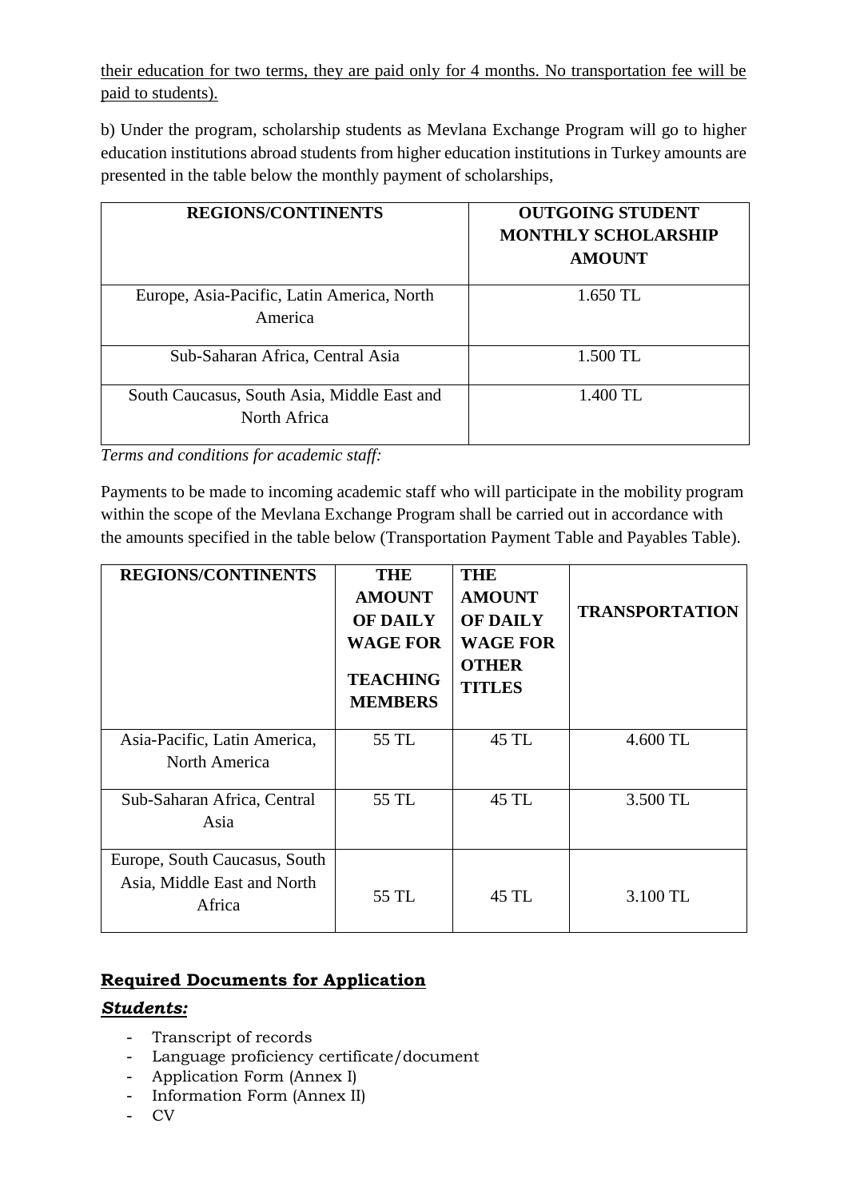their education for two terms, they are paid only for 4 months. No transportation fee will be paid to students).

b) Under the program, scholarship students as Mevlana Exchange Program will go to higher education institutions abroad students from higher education institutions in Turkey amounts are presented in the table below the monthly payment of scholarships,

| REGIONS/CONTINENTS | OUTGOING STUDENT MONTHLY SCHOLARSHIP AMOUNT |
|---|---|
| Europe, Asia-Pacific, Latin America, North America | 1.650 TL |
| Sub-Saharan Africa, Central Asia | 1.500 TL |
| South Caucasus, South Asia, Middle East and North Africa | 1.400 TL |

*Terms and conditions for academic staff:*

Payments to be made to incoming academic staff who will participate in the mobility program within the scope of the Mevlana Exchange Program shall be carried out in accordance with the amounts specified in the table below (Transportation Payment Table and Payables Table).

| REGIONS/CONTINENTS | THE AMOUNT OF DAILY WAGE FOR TEACHING MEMBERS | THE AMOUNT OF DAILY WAGE FOR OTHER TITLES | TRANSPORTATION |
|---|---|---|---|
| Asia-Pacific, Latin America, North America | 55 TL | 45 TL | 4.600 TL |
| Sub-Saharan Africa, Central Asia | 55 TL | 45 TL | 3.500 TL |
| Europe, South Caucasus, South Asia, Middle East and North Africa | 55 TL | 45 TL | 3.100 TL |

## Required Documents for Application

### *Students:*

- Transcript of records
- Language proficiency certificate/document
- Application Form (Annex I)
- Information Form (Annex II)
- CV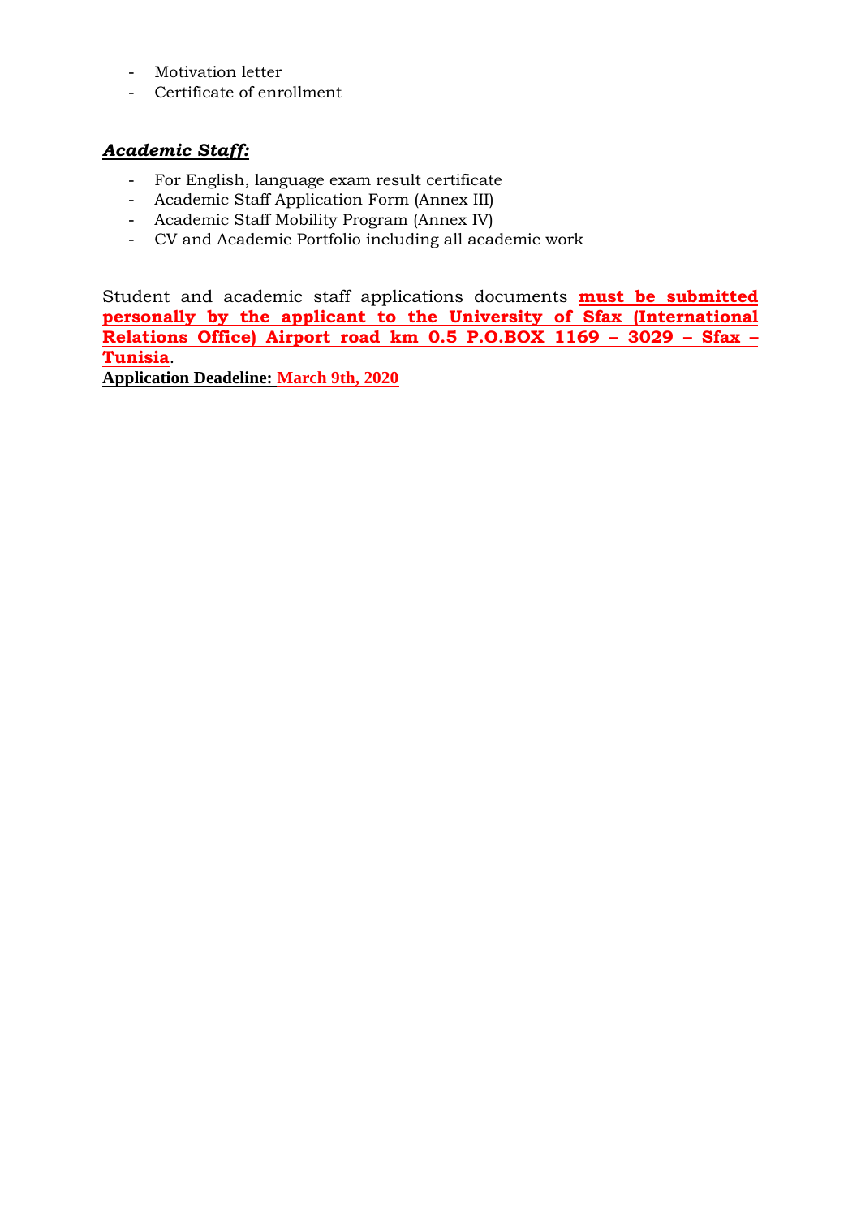- Motivation letter
- Certificate of enrollment

### ***Academic Staff:***

- For English, language exam result certificate
- Academic Staff Application Form (Annex III)
- Academic Staff Mobility Program (Annex IV)
- CV and Academic Portfolio including all academic work

Student and academic staff applications documents **must be submitted personally by the applicant to the University of Sfax (International Relations Office) Airport road km 0.5 P.O.BOX 1169 – 3029 – Sfax – Tunisia**.

**Application Deadeline: March 9th, 2020**